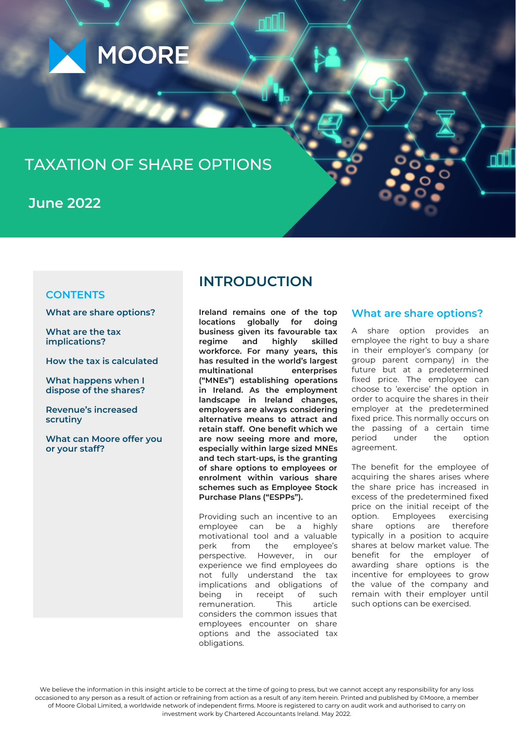MOORE

# TAXATION OF SHARE OPTIONS

**June 2022**

## CONTENTS

- What are share options?
- What are the tax implications?
- How the tax is calculated
- What happens when I dispose of the shares?
- Revenue's increased scrutiny
- What can Moore offer you or your staff?

## INTRODUCTION

**Ireland remains one of the top locations globally for doing business given its favourable tax regime and highly skilled workforce. For many years, this has resulted in the world's largest multinational enterprises ("MNEs") establishing operations in Ireland. As the employment landscape in Ireland changes, employers are always considering alternative means to attract and retain staff. One benefit which we are now seeing more and more, especially within large sized MNEs and tech start-ups, is the granting of share options to employees or enrolment within various share schemes such as Employee Stock Purchase Plans ("ESPPs").**

Providing such an incentive to an employee can be a highly motivational tool and a valuable perk from the employee's perspective. However, in our experience we find employees do not fully understand the tax implications and obligations of being in receipt of such remuneration. This article considers the common issues that employees encounter on share options and the associated tax obligations.

## What are share options?

A share option provides an employee the right to buy a share in their employer's company (or group parent company) in the future but at a predetermined fixed price. The employee can choose to 'exercise' the option in order to acquire the shares in their employer at the predetermined fixed price. This normally occurs on the passing of a certain time period under the option agreement.

The benefit for the employee of acquiring the shares arises where the share price has increased in excess of the predetermined fixed price on the initial receipt of the option. Employees exercising share options are therefore typically in a position to acquire shares at below market value. The benefit for the employer of awarding share options is the incentive for employees to grow the value of the company and remain with their employer until such options can be exercised.

We believe the information in this insight article to be correct at the time of going to press, but we cannot accept any responsibility for any loss occasioned to any person as a result of action or refraining from action as a result of any item herein. Printed and published by ©Moore, a member of Moore Global Limited, a worldwide network of independent firms. Moore is registered to carry on audit work and authorised to carry on investment work by Chartered Accountants Ireland. May 2022.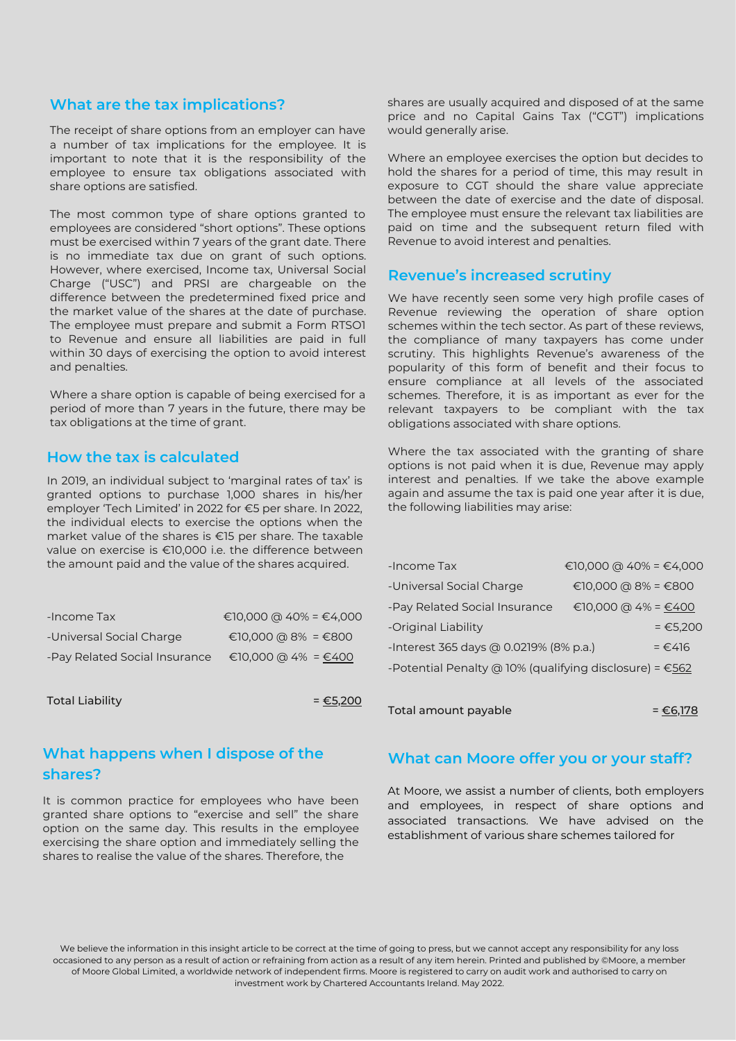## What are the tax implications?

The receipt of share options from an employer can have a number of tax implications for the employee. It is important to note that it is the responsibility of the employee to ensure tax obligations associated with share options are satisfied.

The most common type of share options granted to employees are considered "short options". These options must be exercised within 7 years of the grant date. There is no immediate tax due on grant of such options. However, where exercised, Income tax, Universal Social Charge ("USC") and PRSI are chargeable on the difference between the predetermined fixed price and the market value of the shares at the date of purchase. The employee must prepare and submit a Form RTSO1 to Revenue and ensure all liabilities are paid in full within 30 days of exercising the option to avoid interest and penalties.

Where a share option is capable of being exercised for a period of more than 7 years in the future, there may be tax obligations at the time of grant.

## How the tax is calculated

In 2019, an individual subject to 'marginal rates of tax' is granted options to purchase 1,000 shares in his/her employer 'Tech Limited' in 2022 for €5 per share. In 2022, the individual elects to exercise the options when the market value of the shares is €15 per share. The taxable value on exercise is €10,000 i.e. the difference between the amount paid and the value of the shares acquired.

| | |
|---|---|
| -Income Tax | €10,000 @ 40% = €4,000 |
| -Universal Social Charge | €10,000 @ 8% = €800 |
| -Pay Related Social Insurance | €10,000 @ 4% = €400 |
| Total Liability | = €5,200 |

## What happens when I dispose of the shares?

It is common practice for employees who have been granted share options to "exercise and sell" the share option on the same day. This results in the employee exercising the share option and immediately selling the shares to realise the value of the shares. Therefore, the shares are usually acquired and disposed of at the same price and no Capital Gains Tax ("CGT") implications would generally arise.

Where an employee exercises the option but decides to hold the shares for a period of time, this may result in exposure to CGT should the share value appreciate between the date of exercise and the date of disposal. The employee must ensure the relevant tax liabilities are paid on time and the subsequent return filed with Revenue to avoid interest and penalties.

## Revenue's increased scrutiny

We have recently seen some very high profile cases of Revenue reviewing the operation of share option schemes within the tech sector. As part of these reviews, the compliance of many taxpayers has come under scrutiny. This highlights Revenue's awareness of the popularity of this form of benefit and their focus to ensure compliance at all levels of the associated schemes. Therefore, it is as important as ever for the relevant taxpayers to be compliant with the tax obligations associated with share options.

Where the tax associated with the granting of share options is not paid when it is due, Revenue may apply interest and penalties. If we take the above example again and assume the tax is paid one year after it is due, the following liabilities may arise:

| | |
|---|---|
| -Income Tax | €10,000 @ 40% = €4,000 |
| -Universal Social Charge | €10,000 @ 8% = €800 |
| -Pay Related Social Insurance | €10,000 @ 4% = €400 |
| -Original Liability | = €5,200 |
| -Interest 365 days @ 0.0219% (8% p.a.) | = €416 |
| -Potential Penalty @ 10% (qualifying disclosure) | = €562 |
| Total amount payable | = €6,178 |

## What can Moore offer you or your staff?

At Moore, we assist a number of clients, both employers and employees, in respect of share options and associated transactions. We have advised on the establishment of various share schemes tailored for

We believe the information in this insight article to be correct at the time of going to press, but we cannot accept any responsibility for any loss occasioned to any person as a result of action or refraining from action as a result of any item herein. Printed and published by ©Moore, a member of Moore Global Limited, a worldwide network of independent firms. Moore is registered to carry on audit work and authorised to carry on investment work by Chartered Accountants Ireland. May 2022.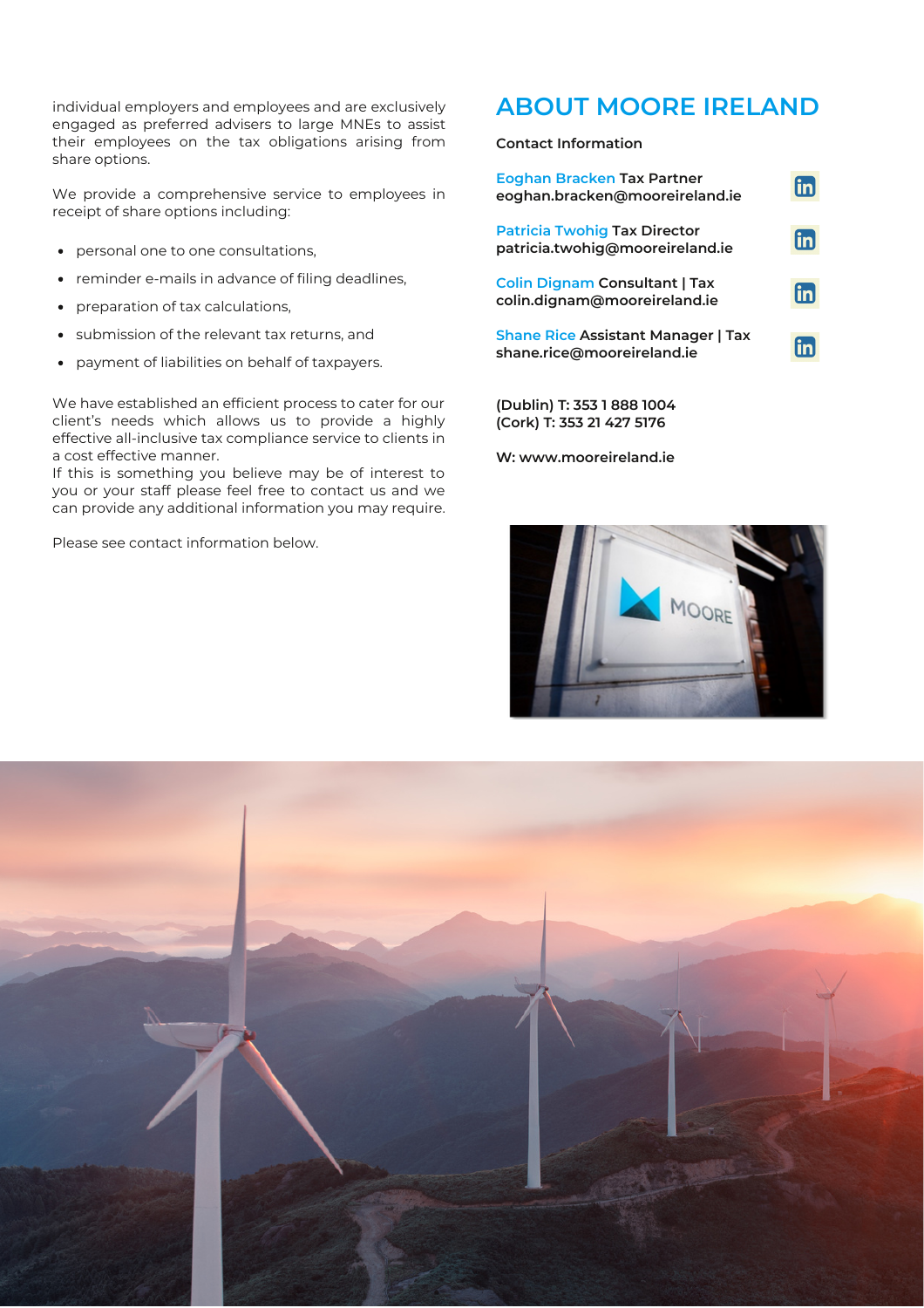individual employers and employees and are exclusively engaged as preferred advisers to large MNEs to assist their employees on the tax obligations arising from share options.

We provide a comprehensive service to employees in receipt of share options including:

- personal one to one consultations,
- reminder e-mails in advance of filing deadlines,
- preparation of tax calculations,
- submission of the relevant tax returns, and
- payment of liabilities on behalf of taxpayers.

We have established an efficient process to cater for our client's needs which allows us to provide a highly effective all-inclusive tax compliance service to clients in a cost effective manner.
If this is something you believe may be of interest to you or your staff please feel free to contact us and we can provide any additional information you may require.

Please see contact information below.

# ABOUT MOORE IRELAND

**Contact Information**

Eoghan Bracken **Tax Partner**
**eoghan.bracken@mooreireland.ie**

Patricia Twohig **Tax Director**
**patricia.twohig@mooreireland.ie**

Colin Dignam **Consultant | Tax**
**colin.dignam@mooreireland.ie**

Shane Rice **Assistant Manager | Tax**
**shane.rice@mooreireland.ie**

**(Dublin) T: 353 1 888 1004**
**(Cork) T: 353 21 427 5176**

**W: www.mooreireland.ie**